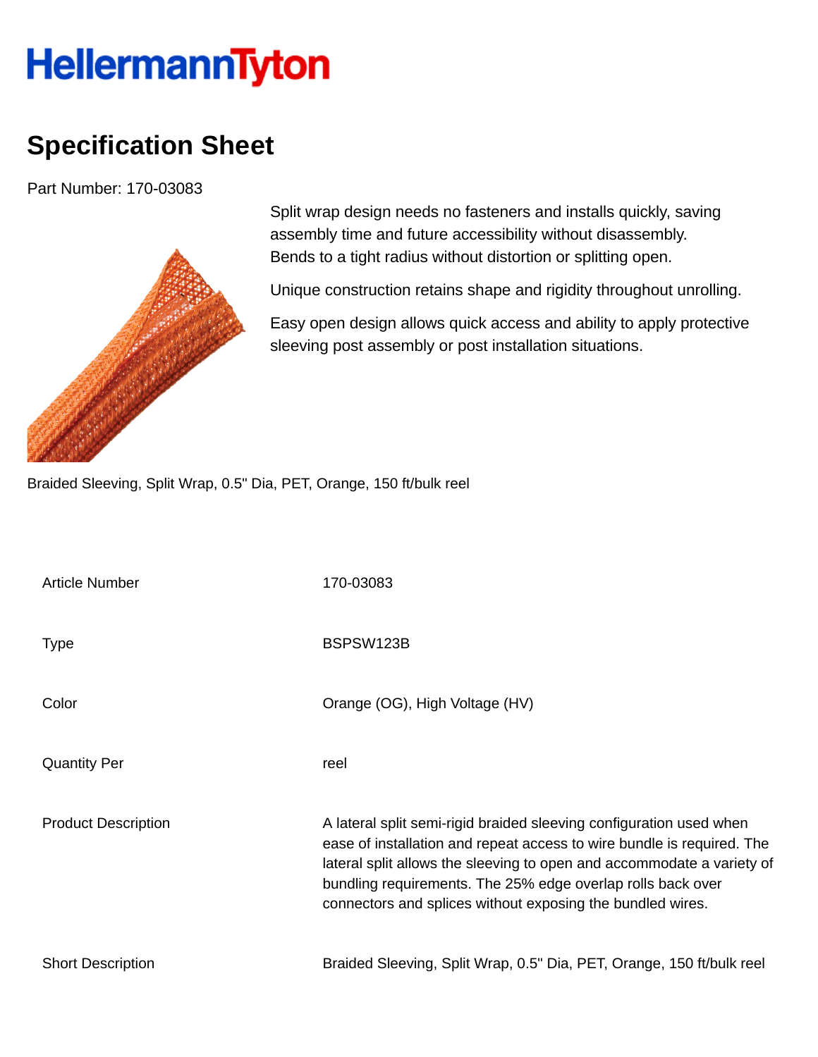HellermannTyton

# Specification Sheet

Part Number: 170-03083

Split wrap design needs no fasteners and installs quickly, saving assembly time and future accessibility without disassembly. Bends to a tight radius without distortion or splitting open.

Unique construction retains shape and rigidity throughout unrolling.

Easy open design allows quick access and ability to apply protective sleeving post assembly or post installation situations.

Braided Sleeving, Split Wrap, 0.5" Dia, PET, Orange, 150 ft/bulk reel

| | |
|---|---|
| Article Number | 170-03083 |
| Type | BSPSW123B |
| Color | Orange (OG), High Voltage (HV) |
| Quantity Per | reel |
| Product Description | A lateral split semi-rigid braided sleeving configuration used when ease of installation and repeat access to wire bundle is required. The lateral split allows the sleeving to open and accommodate a variety of bundling requirements. The 25% edge overlap rolls back over connectors and splices without exposing the bundled wires. |
| Short Description | Braided Sleeving, Split Wrap, 0.5" Dia, PET, Orange, 150 ft/bulk reel |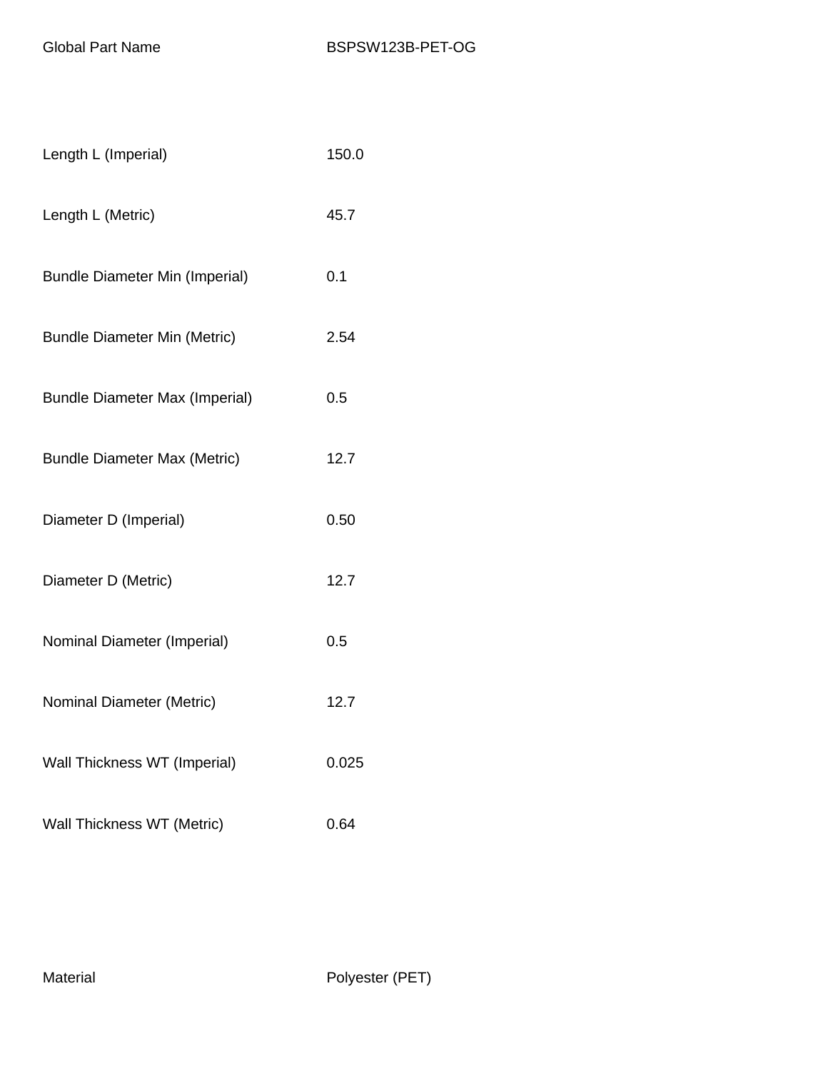| | |
|---|---|
| Global Part Name | BSPSW123B-PET-OG |
| Length L (Imperial) | 150.0 |
| Length L (Metric) | 45.7 |
| Bundle Diameter Min (Imperial) | 0.1 |
| Bundle Diameter Min (Metric) | 2.54 |
| Bundle Diameter Max (Imperial) | 0.5 |
| Bundle Diameter Max (Metric) | 12.7 |
| Diameter D (Imperial) | 0.50 |
| Diameter D (Metric) | 12.7 |
| Nominal Diameter (Imperial) | 0.5 |
| Nominal Diameter (Metric) | 12.7 |
| Wall Thickness WT (Imperial) | 0.025 |
| Wall Thickness WT (Metric) | 0.64 |
| Material | Polyester (PET) |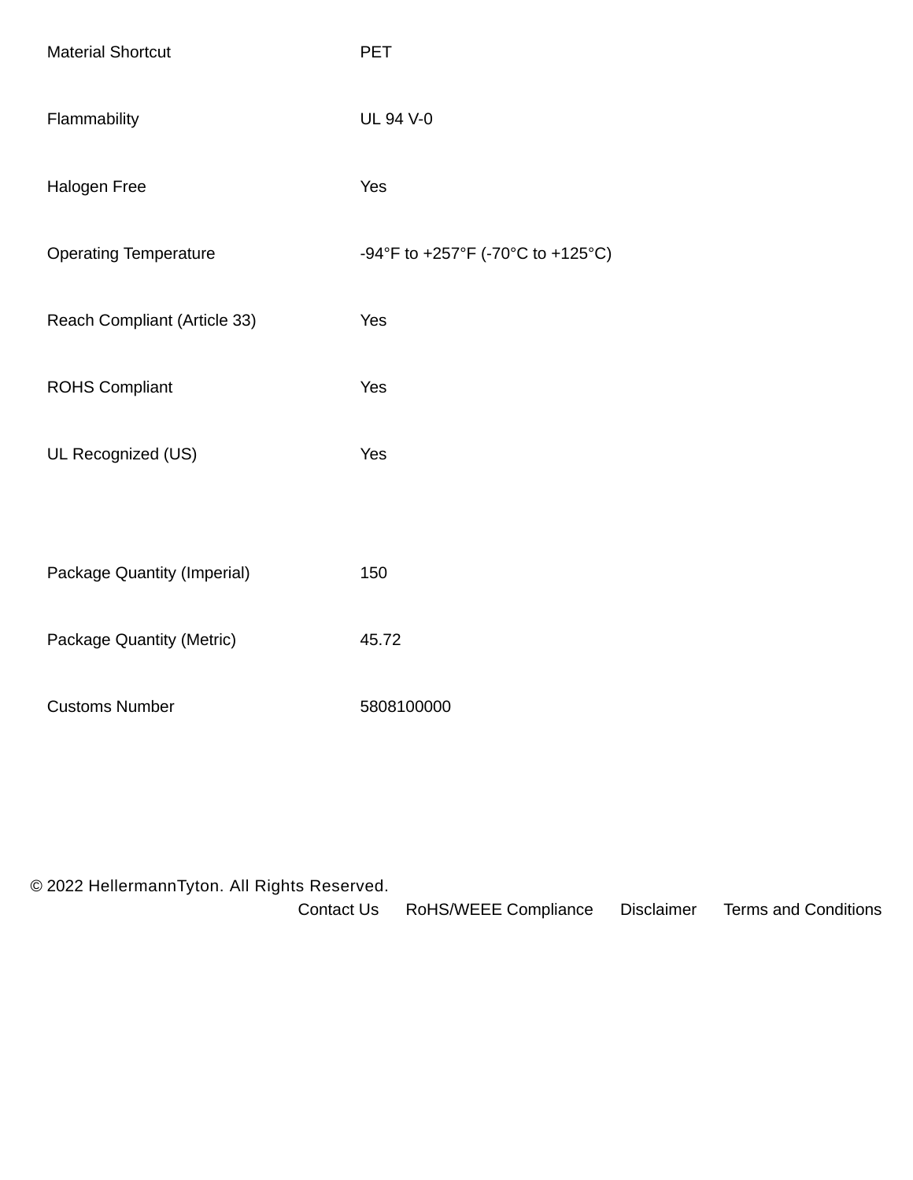| | |
|---|---|
| Material Shortcut | PET |
| Flammability | UL 94 V-0 |
| Halogen Free | Yes |
| Operating Temperature | -94°F to +257°F (-70°C to +125°C) |
| Reach Compliant (Article 33) | Yes |
| ROHS Compliant | Yes |
| UL Recognized (US) | Yes |

| | |
|---|---|
| Package Quantity (Imperial) | 150 |
| Package Quantity (Metric) | 45.72 |
| Customs Number | 5808100000 |

© 2022 HellermannTyton. All Rights Reserved.

Contact Us    RoHS/WEEE Compliance    Disclaimer    Terms and Conditions